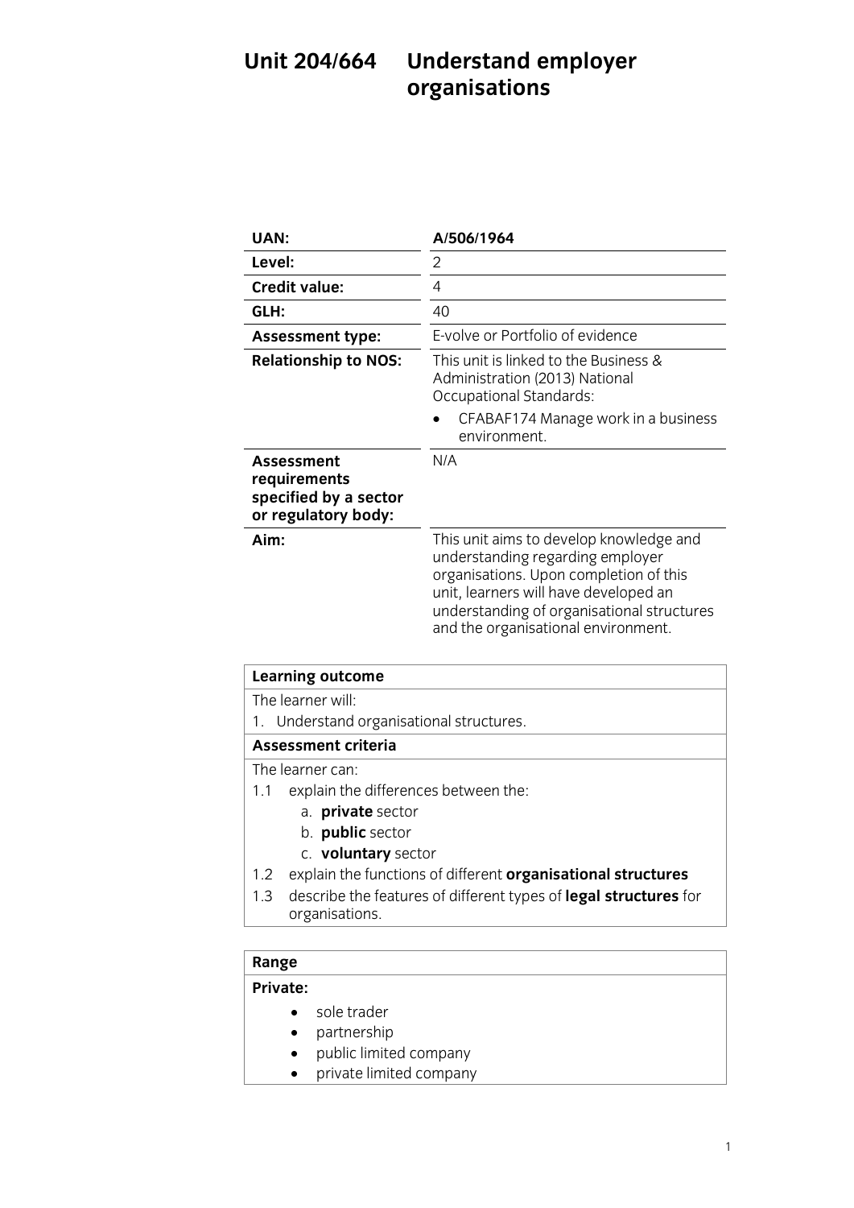# Unit 204/664 Understand employer organisations

| | |
|---|---|
| **UAN:** | **A/506/1964** |
| **Level:** | 2 |
| **Credit value:** | 4 |
| **GLH:** | 40 |
| **Assessment type:** | E-volve or Portfolio of evidence |
| **Relationship to NOS:** | This unit is linked to the Business & Administration (2013) National Occupational Standards:<br>• CFABAF174 Manage work in a business environment. |
| **Assessment requirements specified by a sector or regulatory body:** | N/A |
| **Aim:** | This unit aims to develop knowledge and understanding regarding employer organisations. Upon completion of this unit, learners will have developed an understanding of organisational structures and the organisational environment. |

**Learning outcome**

The learner will:

1. Understand organisational structures.

**Assessment criteria**

The learner can:

1.1 explain the differences between the:
   a. **private** sector
   b. **public** sector
   c. **voluntary** sector

1.2 explain the functions of different **organisational structures**

1.3 describe the features of different types of **legal structures** for organisations.

**Range**

**Private:**

- sole trader
- partnership
- public limited company
- private limited company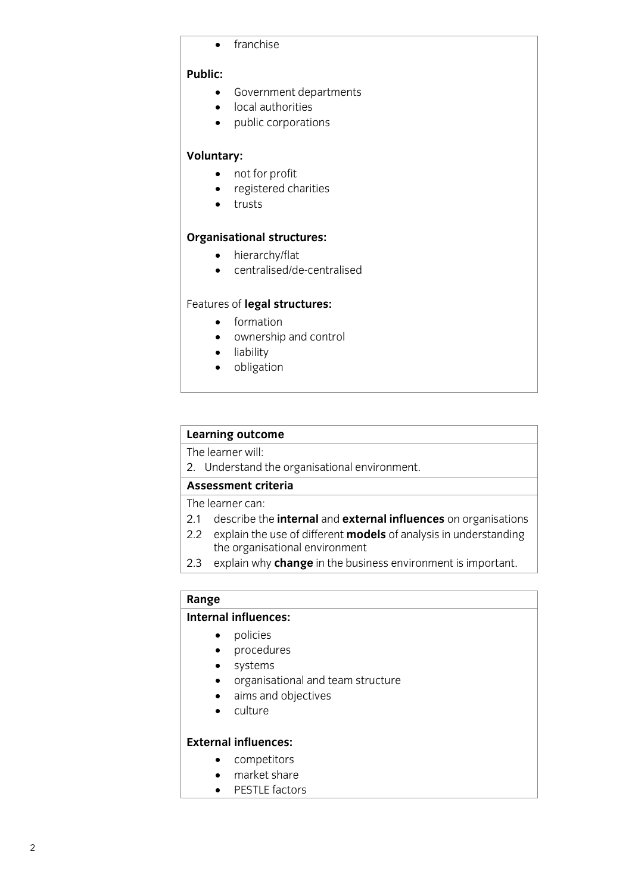- franchise

**Public:**

- Government departments
- local authorities
- public corporations

**Voluntary:**

- not for profit
- registered charities
- trusts

**Organisational structures:**

- hierarchy/flat
- centralised/de-centralised

Features of **legal structures:**

- formation
- ownership and control
- liability
- obligation

**Learning outcome**

The learner will:

2. Understand the organisational environment.

**Assessment criteria**

The learner can:

2.1 describe the **internal** and **external influences** on organisations
2.2 explain the use of different **models** of analysis in understanding the organisational environment
2.3 explain why **change** in the business environment is important.

**Range**

**Internal influences:**

- policies
- procedures
- systems
- organisational and team structure
- aims and objectives
- culture

**External influences:**

- competitors
- market share
- PESTLE factors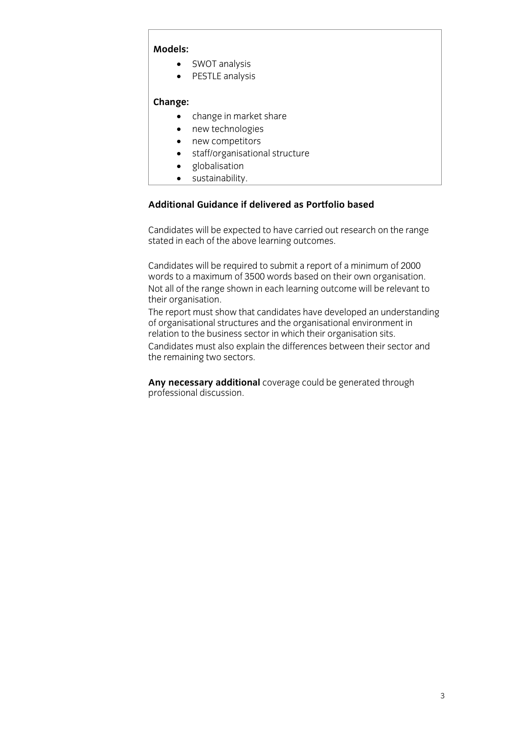**Models:**

- SWOT analysis
- PESTLE analysis

**Change:**

- change in market share
- new technologies
- new competitors
- staff/organisational structure
- globalisation
- sustainability.

**Additional Guidance if delivered as Portfolio based**

Candidates will be expected to have carried out research on the range stated in each of the above learning outcomes.

Candidates will be required to submit a report of a minimum of 2000 words to a maximum of 3500 words based on their own organisation. Not all of the range shown in each learning outcome will be relevant to their organisation.

The report must show that candidates have developed an understanding of organisational structures and the organisational environment in relation to the business sector in which their organisation sits.

Candidates must also explain the differences between their sector and the remaining two sectors.

**Any necessary additional** coverage could be generated through professional discussion.